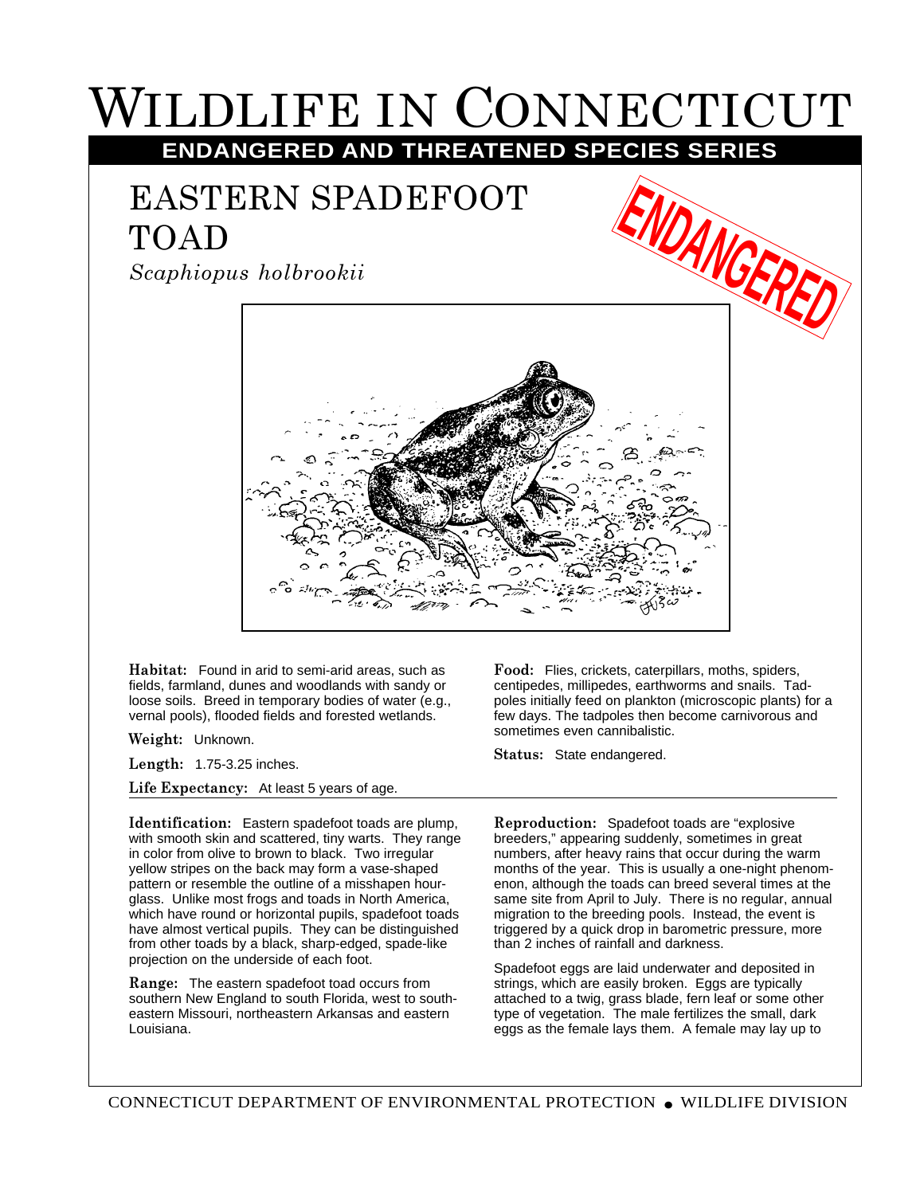# WILDLIFE IN CONNECTICUT

## ENDANGERED AND THREATENED SPECIES SERIES

## EASTERN SPADEFOOT TOAD

*Scaphiopus holbrookii*

ENDANGERED

**Habitat:** Found in arid to semi-arid areas, such as fields, farmland, dunes and woodlands with sandy or loose soils. Breed in temporary bodies of water (e.g., vernal pools), flooded fields and forested wetlands.

**Weight:** Unknown.

**Length:** 1.75-3.25 inches.

**Life Expectancy:** At least 5 years of age.

**Food:** Flies, crickets, caterpillars, moths, spiders, centipedes, millipedes, earthworms and snails. Tadpoles initially feed on plankton (microscopic plants) for a few days. The tadpoles then become carnivorous and sometimes even cannibalistic.

**Status:** State endangered.

**Identification:** Eastern spadefoot toads are plump, with smooth skin and scattered, tiny warts. They range in color from olive to brown to black. Two irregular yellow stripes on the back may form a vase-shaped pattern or resemble the outline of a misshapen hourglass. Unlike most frogs and toads in North America, which have round or horizontal pupils, spadefoot toads have almost vertical pupils. They can be distinguished from other toads by a black, sharp-edged, spade-like projection on the underside of each foot.

**Range:** The eastern spadefoot toad occurs from southern New England to south Florida, west to southeastern Missouri, northeastern Arkansas and eastern Louisiana.

**Reproduction:** Spadefoot toads are "explosive breeders," appearing suddenly, sometimes in great numbers, after heavy rains that occur during the warm months of the year. This is usually a one-night phenomenon, although the toads can breed several times at the same site from April to July. There is no regular, annual migration to the breeding pools. Instead, the event is triggered by a quick drop in barometric pressure, more than 2 inches of rainfall and darkness.

Spadefoot eggs are laid underwater and deposited in strings, which are easily broken. Eggs are typically attached to a twig, grass blade, fern leaf or some other type of vegetation. The male fertilizes the small, dark eggs as the female lays them. A female may lay up to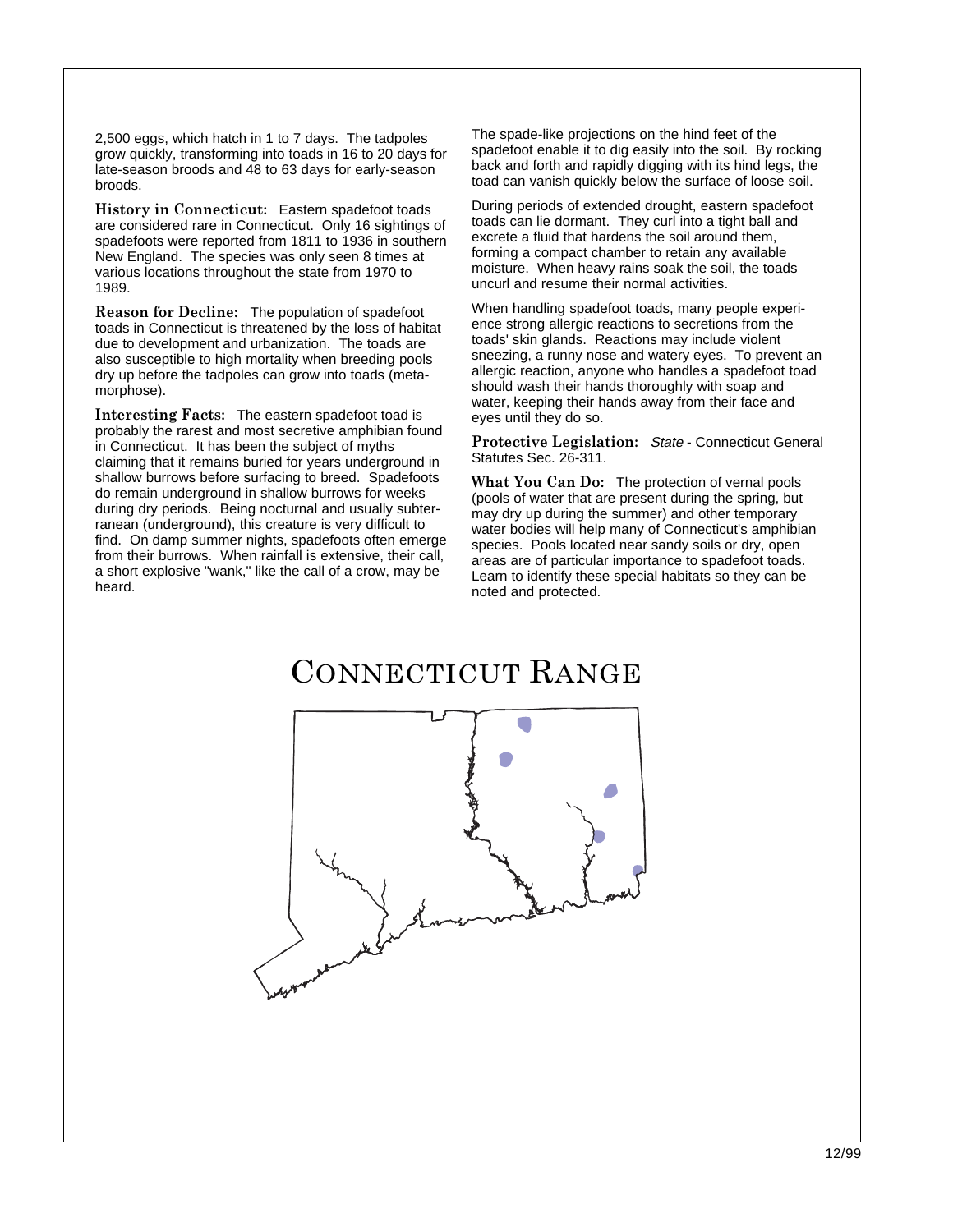2,500 eggs, which hatch in 1 to 7 days. The tadpoles grow quickly, transforming into toads in 16 to 20 days for late-season broods and 48 to 63 days for early-season broods.

**History in Connecticut:** Eastern spadefoot toads are considered rare in Connecticut. Only 16 sightings of spadefoots were reported from 1811 to 1936 in southern New England. The species was only seen 8 times at various locations throughout the state from 1970 to 1989.

**Reason for Decline:** The population of spadefoot toads in Connecticut is threatened by the loss of habitat due to development and urbanization. The toads are also susceptible to high mortality when breeding pools dry up before the tadpoles can grow into toads (metamorphose).

**Interesting Facts:** The eastern spadefoot toad is probably the rarest and most secretive amphibian found in Connecticut. It has been the subject of myths claiming that it remains buried for years underground in shallow burrows before surfacing to breed. Spadefoots do remain underground in shallow burrows for weeks during dry periods. Being nocturnal and usually subterranean (underground), this creature is very difficult to find. On damp summer nights, spadefoots often emerge from their burrows. When rainfall is extensive, their call, a short explosive "wank," like the call of a crow, may be heard.

The spade-like projections on the hind feet of the spadefoot enable it to dig easily into the soil. By rocking back and forth and rapidly digging with its hind legs, the toad can vanish quickly below the surface of loose soil.

During periods of extended drought, eastern spadefoot toads can lie dormant. They curl into a tight ball and excrete a fluid that hardens the soil around them, forming a compact chamber to retain any available moisture. When heavy rains soak the soil, the toads uncurl and resume their normal activities.

When handling spadefoot toads, many people experience strong allergic reactions to secretions from the toads' skin glands. Reactions may include violent sneezing, a runny nose and watery eyes. To prevent an allergic reaction, anyone who handles a spadefoot toad should wash their hands thoroughly with soap and water, keeping their hands away from their face and eyes until they do so.

**Protective Legislation:** *State* - Connecticut General Statutes Sec. 26-311.

**What You Can Do:** The protection of vernal pools (pools of water that are present during the spring, but may dry up during the summer) and other temporary water bodies will help many of Connecticut's amphibian species. Pools located near sandy soils or dry, open areas are of particular importance to spadefoot toads. Learn to identify these special habitats so they can be noted and protected.

## Connecticut Range

12/99